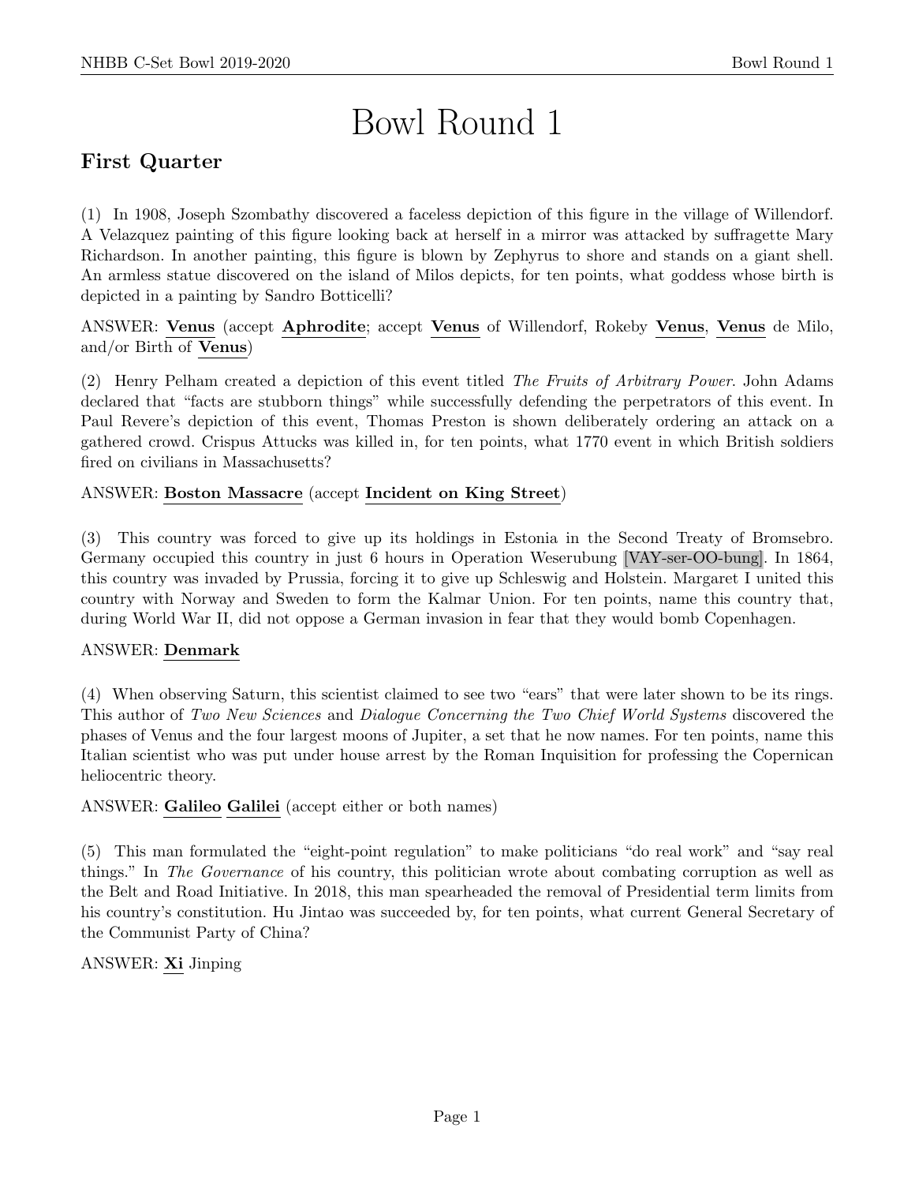# Bowl Round 1

## First Quarter

(1) In 1908, Joseph Szombathy discovered a faceless depiction of this figure in the village of Willendorf. A Velazquez painting of this figure looking back at herself in a mirror was attacked by suffragette Mary Richardson. In another painting, this figure is blown by Zephyrus to shore and stands on a giant shell. An armless statue discovered on the island of Milos depicts, for ten points, what goddess whose birth is depicted in a painting by Sandro Botticelli?

ANSWER: **Venus** (accept **Aphrodite**; accept **Venus** of Willendorf, Rokeby **Venus**, **Venus** de Milo, and/or Birth of **Venus**)

(2) Henry Pelham created a depiction of this event titled *The Fruits of Arbitrary Power*. John Adams declared that "facts are stubborn things" while successfully defending the perpetrators of this event. In Paul Revere's depiction of this event, Thomas Preston is shown deliberately ordering an attack on a gathered crowd. Crispus Attucks was killed in, for ten points, what 1770 event in which British soldiers fired on civilians in Massachusetts?

ANSWER: **Boston Massacre** (accept **Incident on King Street**)

(3) This country was forced to give up its holdings in Estonia in the Second Treaty of Bromsebro. Germany occupied this country in just 6 hours in Operation Weserubung [VAY-ser-OO-bung]. In 1864, this country was invaded by Prussia, forcing it to give up Schleswig and Holstein. Margaret I united this country with Norway and Sweden to form the Kalmar Union. For ten points, name this country that, during World War II, did not oppose a German invasion in fear that they would bomb Copenhagen.

ANSWER: **Denmark**

(4) When observing Saturn, this scientist claimed to see two "ears" that were later shown to be its rings. This author of *Two New Sciences* and *Dialogue Concerning the Two Chief World Systems* discovered the phases of Venus and the four largest moons of Jupiter, a set that he now names. For ten points, name this Italian scientist who was put under house arrest by the Roman Inquisition for professing the Copernican heliocentric theory.

ANSWER: **Galileo Galilei** (accept either or both names)

(5) This man formulated the "eight-point regulation" to make politicians "do real work" and "say real things." In *The Governance* of his country, this politician wrote about combating corruption as well as the Belt and Road Initiative. In 2018, this man spearheaded the removal of Presidential term limits from his country's constitution. Hu Jintao was succeeded by, for ten points, what current General Secretary of the Communist Party of China?

ANSWER: **Xi** Jinping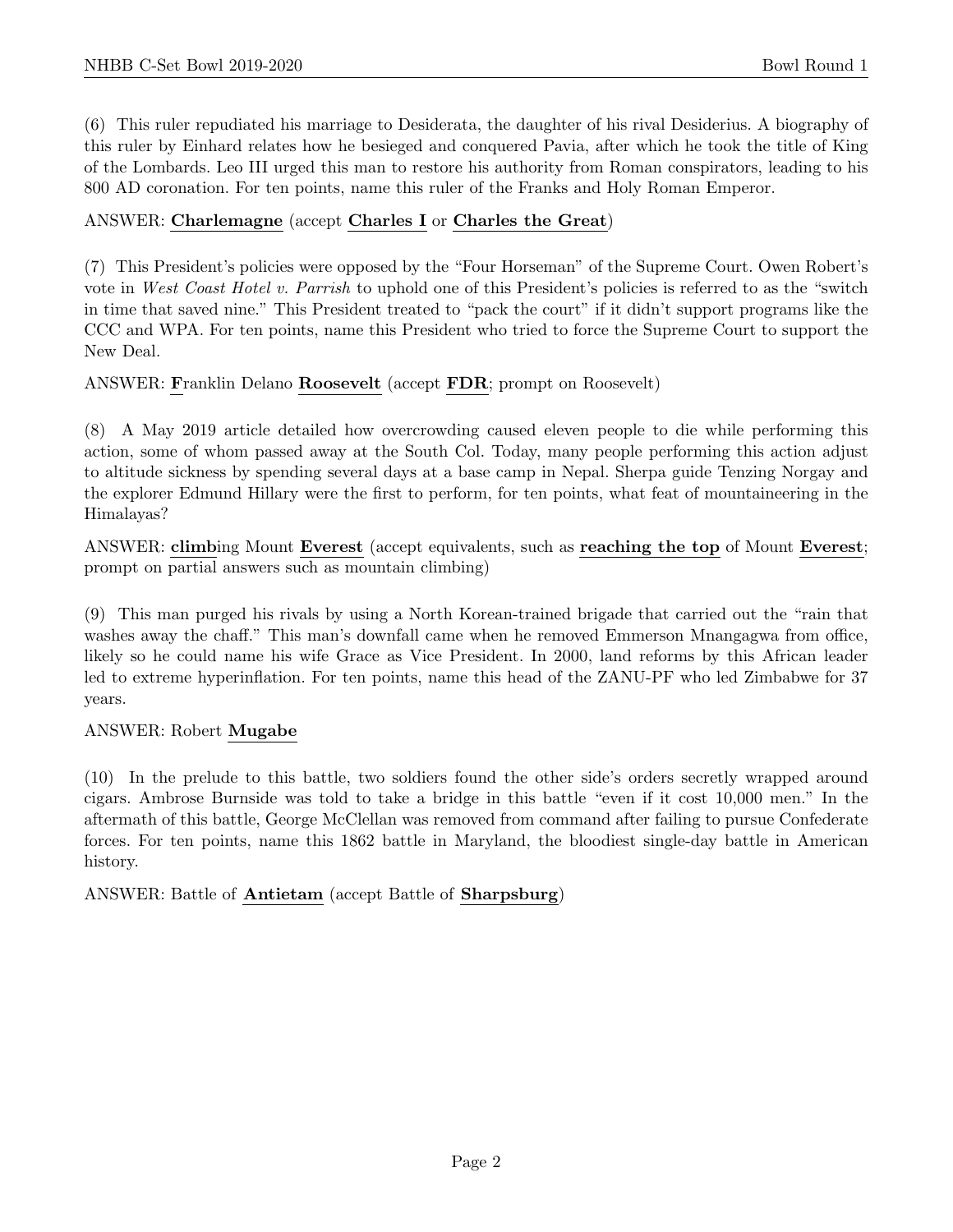(6) This ruler repudiated his marriage to Desiderata, the daughter of his rival Desiderius. A biography of this ruler by Einhard relates how he besieged and conquered Pavia, after which he took the title of King of the Lombards. Leo III urged this man to restore his authority from Roman conspirators, leading to his 800 AD coronation. For ten points, name this ruler of the Franks and Holy Roman Emperor.

ANSWER: **Charlemagne** (accept **Charles I** or **Charles the Great**)

(7) This President's policies were opposed by the "Four Horseman" of the Supreme Court. Owen Robert's vote in *West Coast Hotel v. Parrish* to uphold one of this President's policies is referred to as the "switch in time that saved nine." This President treated to "pack the court" if it didn't support programs like the CCC and WPA. For ten points, name this President who tried to force the Supreme Court to support the New Deal.

ANSWER: **F**ranklin Delano **Roosevelt** (accept **FDR**; prompt on Roosevelt)

(8) A May 2019 article detailed how overcrowding caused eleven people to die while performing this action, some of whom passed away at the South Col. Today, many people performing this action adjust to altitude sickness by spending several days at a base camp in Nepal. Sherpa guide Tenzing Norgay and the explorer Edmund Hillary were the first to perform, for ten points, what feat of mountaineering in the Himalayas?

ANSWER: **climb**ing Mount **Everest** (accept equivalents, such as **reaching the top** of Mount **Everest**; prompt on partial answers such as mountain climbing)

(9) This man purged his rivals by using a North Korean-trained brigade that carried out the "rain that washes away the chaff." This man's downfall came when he removed Emmerson Mnangagwa from office, likely so he could name his wife Grace as Vice President. In 2000, land reforms by this African leader led to extreme hyperinflation. For ten points, name this head of the ZANU-PF who led Zimbabwe for 37 years.

ANSWER: Robert **Mugabe**

(10) In the prelude to this battle, two soldiers found the other side's orders secretly wrapped around cigars. Ambrose Burnside was told to take a bridge in this battle "even if it cost 10,000 men." In the aftermath of this battle, George McClellan was removed from command after failing to pursue Confederate forces. For ten points, name this 1862 battle in Maryland, the bloodiest single-day battle in American history.

ANSWER: Battle of **Antietam** (accept Battle of **Sharpsburg**)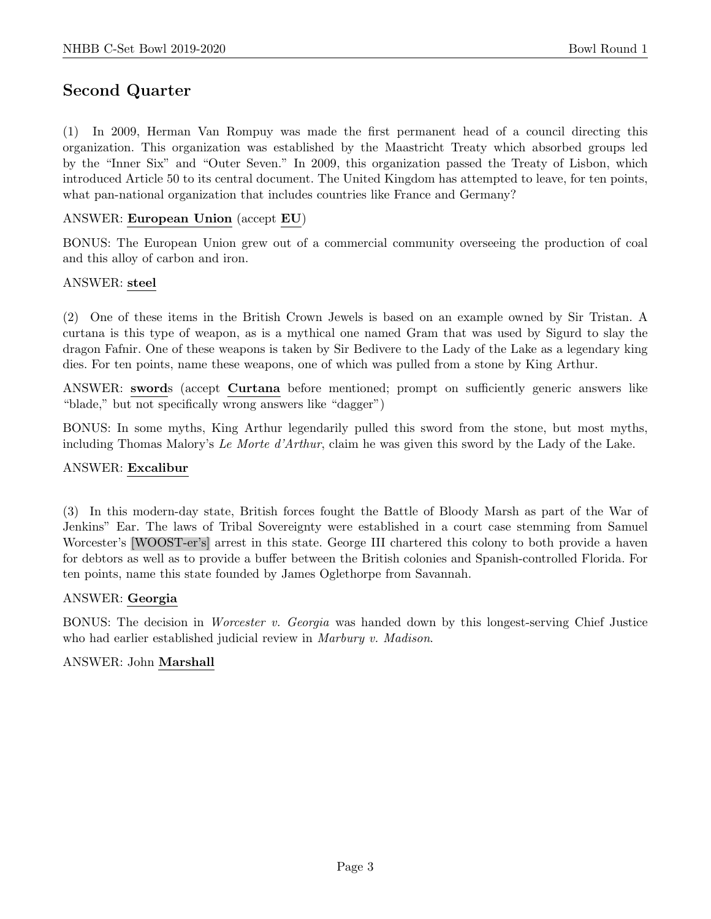## Second Quarter

(1) In 2009, Herman Van Rompuy was made the first permanent head of a council directing this organization. This organization was established by the Maastricht Treaty which absorbed groups led by the "Inner Six" and "Outer Seven." In 2009, this organization passed the Treaty of Lisbon, which introduced Article 50 to its central document. The United Kingdom has attempted to leave, for ten points, what pan-national organization that includes countries like France and Germany?

ANSWER: **European Union** (accept **EU**)

BONUS: The European Union grew out of a commercial community overseeing the production of coal and this alloy of carbon and iron.

ANSWER: **steel**

(2) One of these items in the British Crown Jewels is based on an example owned by Sir Tristan. A curtana is this type of weapon, as is a mythical one named Gram that was used by Sigurd to slay the dragon Fafnir. One of these weapons is taken by Sir Bedivere to the Lady of the Lake as a legendary king dies. For ten points, name these weapons, one of which was pulled from a stone by King Arthur.

ANSWER: **sword**s (accept **Curtana** before mentioned; prompt on sufficiently generic answers like "blade," but not specifically wrong answers like "dagger")

BONUS: In some myths, King Arthur legendarily pulled this sword from the stone, but most myths, including Thomas Malory's *Le Morte d'Arthur*, claim he was given this sword by the Lady of the Lake.

ANSWER: **Excalibur**

(3) In this modern-day state, British forces fought the Battle of Bloody Marsh as part of the War of Jenkins" Ear. The laws of Tribal Sovereignty were established in a court case stemming from Samuel Worcester's [WOOST-er's] arrest in this state. George III chartered this colony to both provide a haven for debtors as well as to provide a buffer between the British colonies and Spanish-controlled Florida. For ten points, name this state founded by James Oglethorpe from Savannah.

ANSWER: **Georgia**

BONUS: The decision in *Worcester v. Georgia* was handed down by this longest-serving Chief Justice who had earlier established judicial review in *Marbury v. Madison*.

ANSWER: John **Marshall**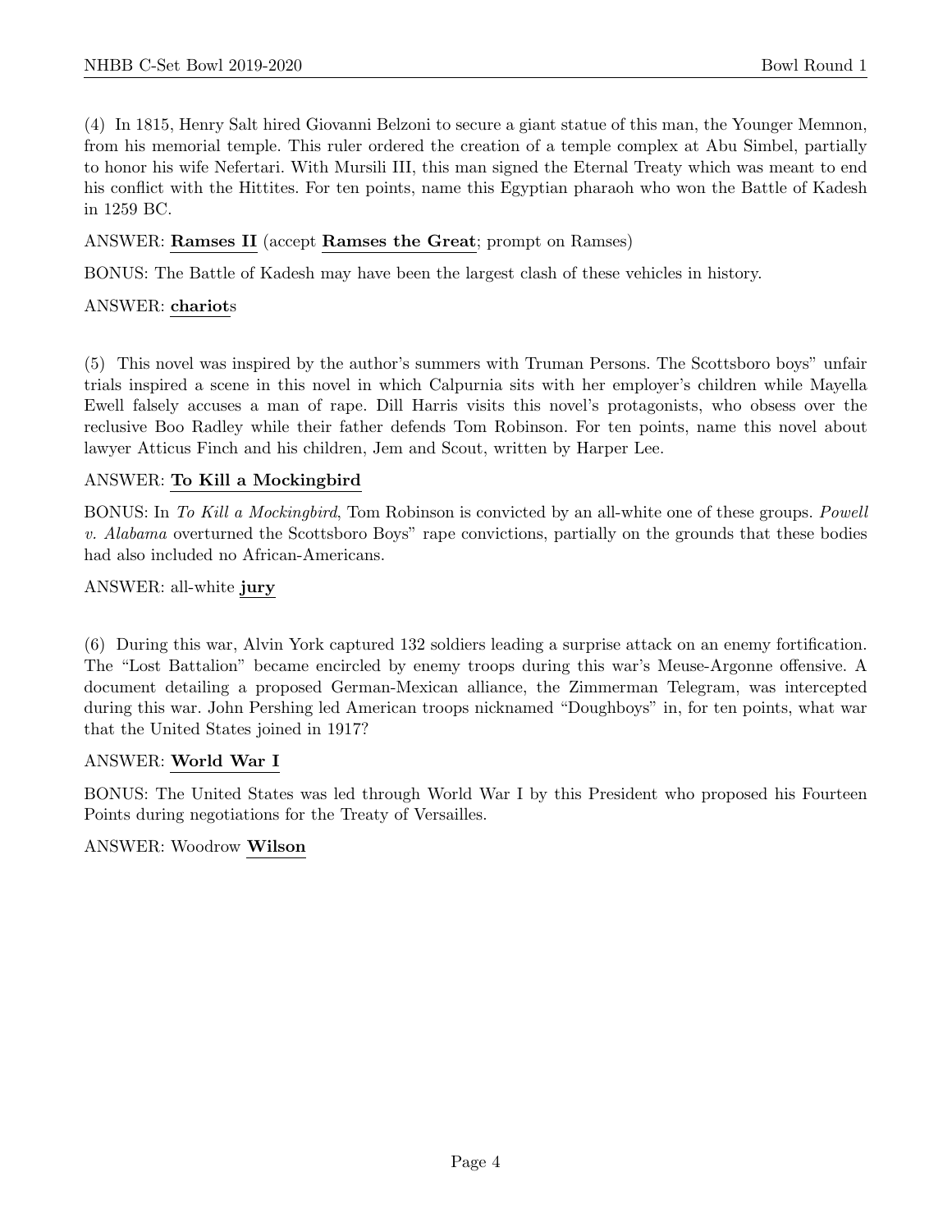(4) In 1815, Henry Salt hired Giovanni Belzoni to secure a giant statue of this man, the Younger Memnon, from his memorial temple. This ruler ordered the creation of a temple complex at Abu Simbel, partially to honor his wife Nefertari. With Mursili III, this man signed the Eternal Treaty which was meant to end his conflict with the Hittites. For ten points, name this Egyptian pharaoh who won the Battle of Kadesh in 1259 BC.

ANSWER: **Ramses II** (accept **Ramses the Great**; prompt on Ramses)

BONUS: The Battle of Kadesh may have been the largest clash of these vehicles in history.

ANSWER: **chariot**s

(5) This novel was inspired by the author's summers with Truman Persons. The Scottsboro boys" unfair trials inspired a scene in this novel in which Calpurnia sits with her employer's children while Mayella Ewell falsely accuses a man of rape. Dill Harris visits this novel's protagonists, who obsess over the reclusive Boo Radley while their father defends Tom Robinson. For ten points, name this novel about lawyer Atticus Finch and his children, Jem and Scout, written by Harper Lee.

ANSWER: **To Kill a Mockingbird**

BONUS: In *To Kill a Mockingbird*, Tom Robinson is convicted by an all-white one of these groups. *Powell v. Alabama* overturned the Scottsboro Boys" rape convictions, partially on the grounds that these bodies had also included no African-Americans.

ANSWER: all-white **jury**

(6) During this war, Alvin York captured 132 soldiers leading a surprise attack on an enemy fortification. The "Lost Battalion" became encircled by enemy troops during this war's Meuse-Argonne offensive. A document detailing a proposed German-Mexican alliance, the Zimmerman Telegram, was intercepted during this war. John Pershing led American troops nicknamed "Doughboys" in, for ten points, what war that the United States joined in 1917?

ANSWER: **World War I**

BONUS: The United States was led through World War I by this President who proposed his Fourteen Points during negotiations for the Treaty of Versailles.

ANSWER: Woodrow **Wilson**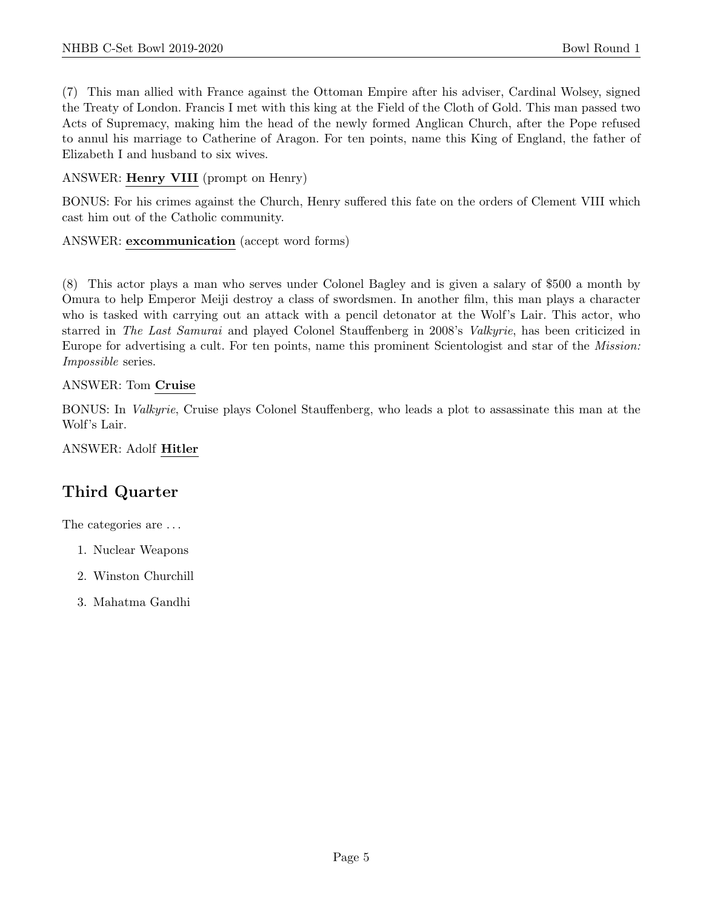(7) This man allied with France against the Ottoman Empire after his adviser, Cardinal Wolsey, signed the Treaty of London. Francis I met with this king at the Field of the Cloth of Gold. This man passed two Acts of Supremacy, making him the head of the newly formed Anglican Church, after the Pope refused to annul his marriage to Catherine of Aragon. For ten points, name this King of England, the father of Elizabeth I and husband to six wives.

ANSWER: **Henry VIII** (prompt on Henry)

BONUS: For his crimes against the Church, Henry suffered this fate on the orders of Clement VIII which cast him out of the Catholic community.

ANSWER: **excommunication** (accept word forms)

(8) This actor plays a man who serves under Colonel Bagley and is given a salary of $500 a month by Omura to help Emperor Meiji destroy a class of swordsmen. In another film, this man plays a character who is tasked with carrying out an attack with a pencil detonator at the Wolf's Lair. This actor, who starred in *The Last Samurai* and played Colonel Stauffenberg in 2008's *Valkyrie*, has been criticized in Europe for advertising a cult. For ten points, name this prominent Scientologist and star of the *Mission: Impossible* series.

ANSWER: Tom **Cruise**

BONUS: In *Valkyrie*, Cruise plays Colonel Stauffenberg, who leads a plot to assassinate this man at the Wolf's Lair.

ANSWER: Adolf **Hitler**

## Third Quarter

The categories are . . .

1. Nuclear Weapons
2. Winston Churchill
3. Mahatma Gandhi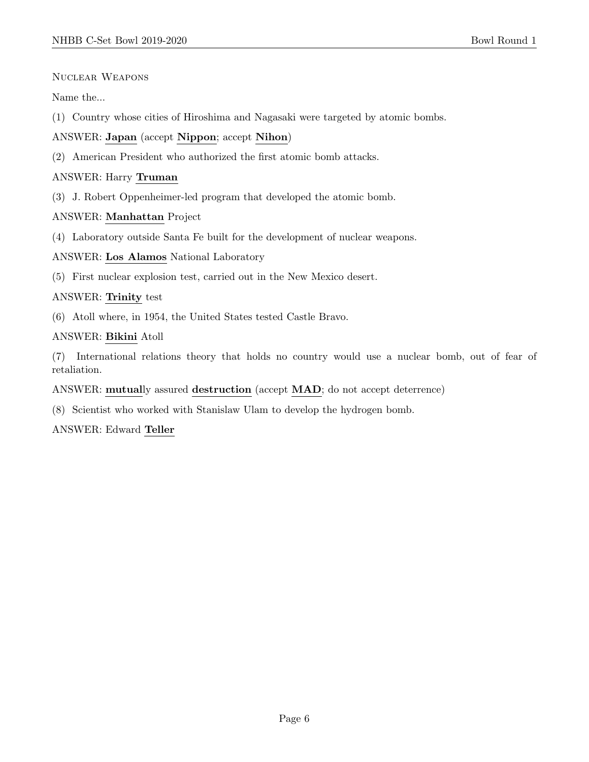Nuclear Weapons

Name the...

(1) Country whose cities of Hiroshima and Nagasaki were targeted by atomic bombs.

ANSWER: **Japan** (accept **Nippon**; accept **Nihon**)

(2) American President who authorized the first atomic bomb attacks.

ANSWER: Harry **Truman**

(3) J. Robert Oppenheimer-led program that developed the atomic bomb.

ANSWER: **Manhattan** Project

(4) Laboratory outside Santa Fe built for the development of nuclear weapons.

ANSWER: **Los Alamos** National Laboratory

(5) First nuclear explosion test, carried out in the New Mexico desert.

ANSWER: **Trinity** test

(6) Atoll where, in 1954, the United States tested Castle Bravo.

ANSWER: **Bikini** Atoll

(7) International relations theory that holds no country would use a nuclear bomb, out of fear of retaliation.

ANSWER: **mutual**ly assured **destruction** (accept **MAD**; do not accept deterrence)

(8) Scientist who worked with Stanislaw Ulam to develop the hydrogen bomb.

ANSWER: Edward **Teller**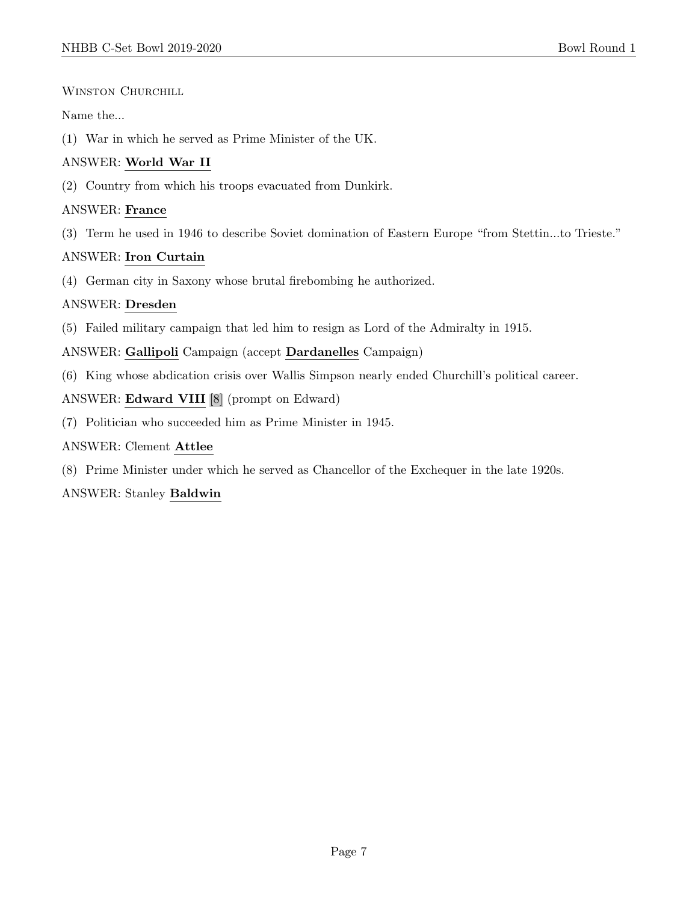Winston Churchill

Name the...

(1) War in which he served as Prime Minister of the UK.

ANSWER: **World War II**

(2) Country from which his troops evacuated from Dunkirk.

ANSWER: **France**

(3) Term he used in 1946 to describe Soviet domination of Eastern Europe "from Stettin...to Trieste."

ANSWER: **Iron Curtain**

(4) German city in Saxony whose brutal firebombing he authorized.

ANSWER: **Dresden**

(5) Failed military campaign that led him to resign as Lord of the Admiralty in 1915.

ANSWER: **Gallipoli** Campaign (accept **Dardanelles** Campaign)

(6) King whose abdication crisis over Wallis Simpson nearly ended Churchill's political career.

ANSWER: **Edward VIII** [8] (prompt on Edward)

(7) Politician who succeeded him as Prime Minister in 1945.

ANSWER: Clement **Attlee**

(8) Prime Minister under which he served as Chancellor of the Exchequer in the late 1920s.

ANSWER: Stanley **Baldwin**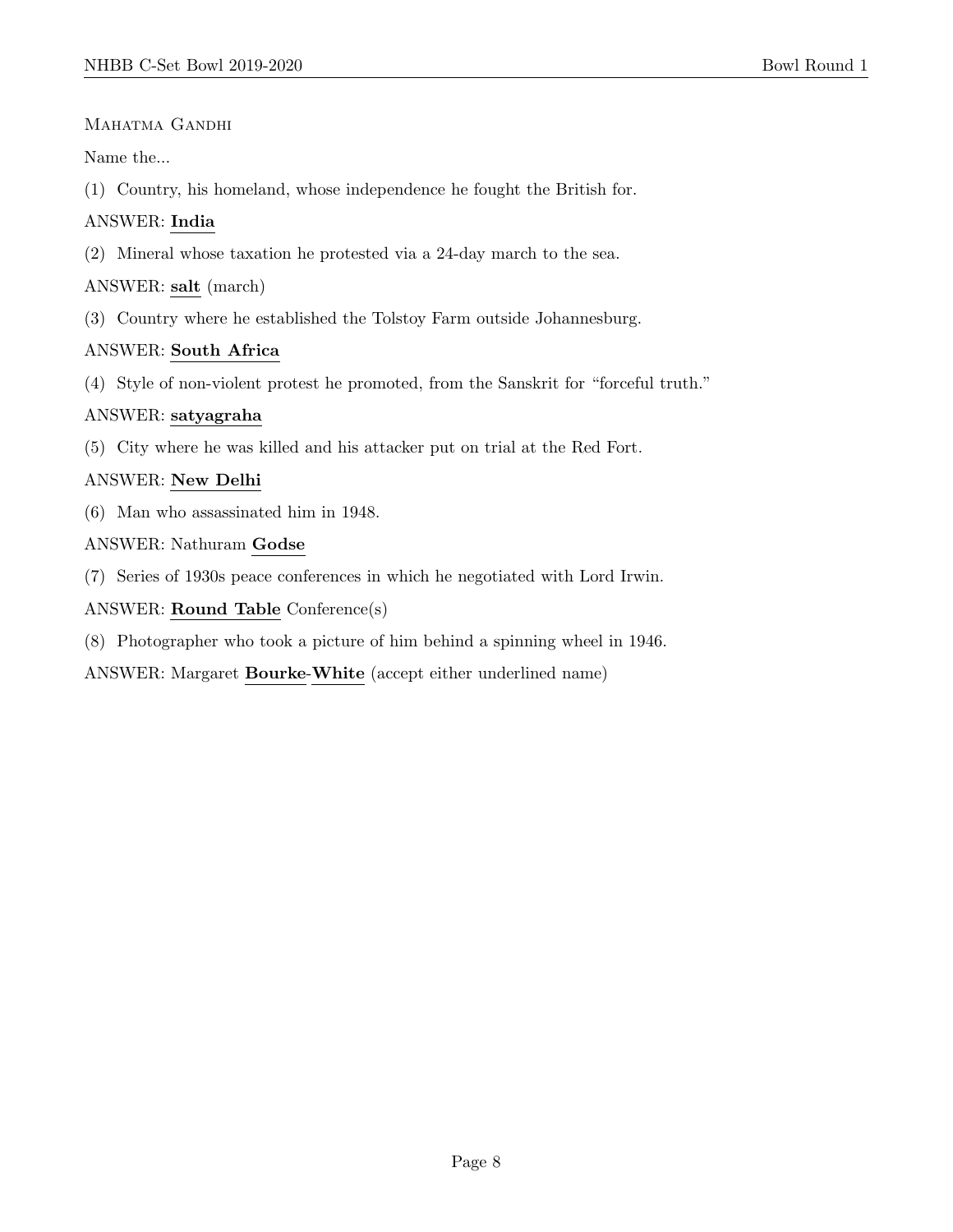Mahatma Gandhi

Name the...

(1) Country, his homeland, whose independence he fought the British for.

ANSWER: **India**

(2) Mineral whose taxation he protested via a 24-day march to the sea.

ANSWER: **salt** (march)

(3) Country where he established the Tolstoy Farm outside Johannesburg.

ANSWER: **South Africa**

(4) Style of non-violent protest he promoted, from the Sanskrit for "forceful truth."

ANSWER: **satyagraha**

(5) City where he was killed and his attacker put on trial at the Red Fort.

ANSWER: **New Delhi**

(6) Man who assassinated him in 1948.

ANSWER: Nathuram **Godse**

(7) Series of 1930s peace conferences in which he negotiated with Lord Irwin.

ANSWER: **Round Table** Conference(s)

(8) Photographer who took a picture of him behind a spinning wheel in 1946.

ANSWER: Margaret **Bourke**-**White** (accept either underlined name)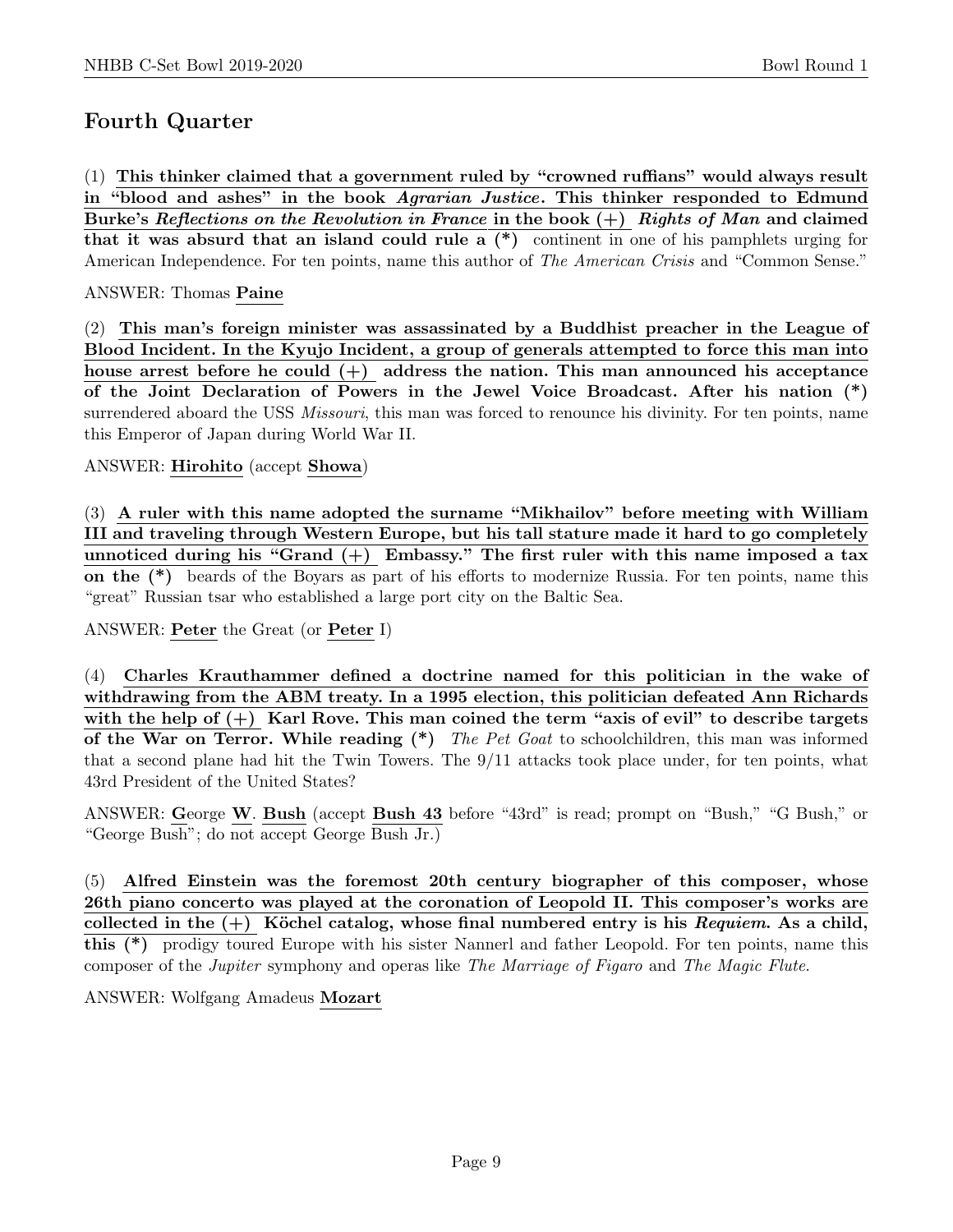## Fourth Quarter

(1) **This thinker claimed that a government ruled by "crowned ruffians" would always result in "blood and ashes" in the book *Agrarian Justice*. This thinker responded to Edmund Burke's *Reflections on the Revolution in France* in the book (+) *Rights of Man* and claimed that it was absurd that an island could rule a (\*)** continent in one of his pamphlets urging for American Independence. For ten points, name this author of *The American Crisis* and "Common Sense."

ANSWER: Thomas **Paine**

(2) **This man's foreign minister was assassinated by a Buddhist preacher in the League of Blood Incident. In the Kyujo Incident, a group of generals attempted to force this man into house arrest before he could (+) address the nation. This man announced his acceptance of the Joint Declaration of Powers in the Jewel Voice Broadcast. After his nation (\*)** surrendered aboard the USS *Missouri*, this man was forced to renounce his divinity. For ten points, name this Emperor of Japan during World War II.

ANSWER: **Hirohito** (accept **Showa**)

(3) **A ruler with this name adopted the surname "Mikhailov" before meeting with William III and traveling through Western Europe, but his tall stature made it hard to go completely unnoticed during his "Grand (+) Embassy." The first ruler with this name imposed a tax on the (\*)** beards of the Boyars as part of his efforts to modernize Russia. For ten points, name this "great" Russian tsar who established a large port city on the Baltic Sea.

ANSWER: **Peter** the Great (or **Peter** I)

(4) **Charles Krauthammer defined a doctrine named for this politician in the wake of withdrawing from the ABM treaty. In a 1995 election, this politician defeated Ann Richards with the help of (+) Karl Rove. This man coined the term "axis of evil" to describe targets of the War on Terror. While reading (\*)** *The Pet Goat* to schoolchildren, this man was informed that a second plane had hit the Twin Towers. The 9/11 attacks took place under, for ten points, what 43rd President of the United States?

ANSWER: **G**eorge **W**. **Bush** (accept **Bush 43** before "43rd" is read; prompt on "Bush," "G Bush," or "George Bush"; do not accept George Bush Jr.)

(5) **Alfred Einstein was the foremost 20th century biographer of this composer, whose 26th piano concerto was played at the coronation of Leopold II. This composer's works are collected in the (+) Köchel catalog, whose final numbered entry is his *Requiem*. As a child, this (\*)** prodigy toured Europe with his sister Nannerl and father Leopold. For ten points, name this composer of the *Jupiter* symphony and operas like *The Marriage of Figaro* and *The Magic Flute*.

ANSWER: Wolfgang Amadeus **Mozart**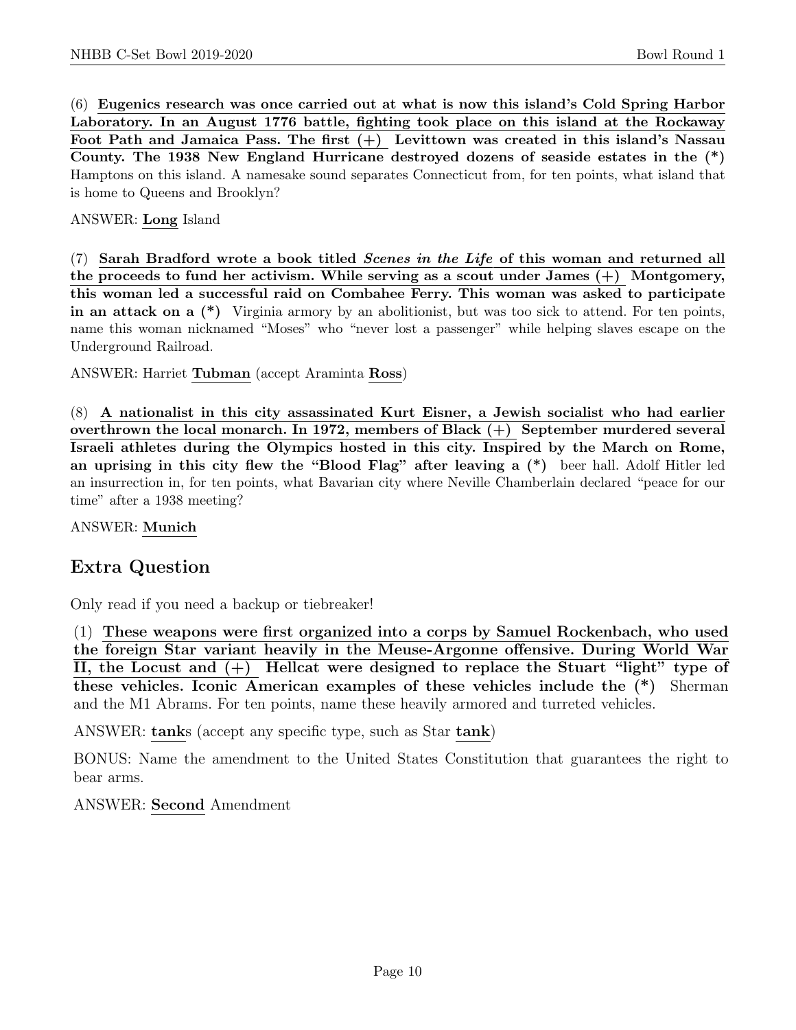(6) **Eugenics research was once carried out at what is now this island's Cold Spring Harbor Laboratory. In an August 1776 battle, fighting took place on this island at the Rockaway Foot Path and Jamaica Pass. The first (+) Levittown was created in this island's Nassau County. The 1938 New England Hurricane destroyed dozens of seaside estates in the (*)** Hamptons on this island. A namesake sound separates Connecticut from, for ten points, what island that is home to Queens and Brooklyn?

ANSWER: **Long** Island

(7) **Sarah Bradford wrote a book titled *Scenes in the Life* of this woman and returned all the proceeds to fund her activism. While serving as a scout under James (+) Montgomery, this woman led a successful raid on Combahee Ferry. This woman was asked to participate in an attack on a (*)** Virginia armory by an abolitionist, but was too sick to attend. For ten points, name this woman nicknamed "Moses" who "never lost a passenger" while helping slaves escape on the Underground Railroad.

ANSWER: Harriet **Tubman** (accept Araminta **Ross**)

(8) **A nationalist in this city assassinated Kurt Eisner, a Jewish socialist who had earlier overthrown the local monarch. In 1972, members of Black (+) September murdered several Israeli athletes during the Olympics hosted in this city. Inspired by the March on Rome, an uprising in this city flew the "Blood Flag" after leaving a (*)** beer hall. Adolf Hitler led an insurrection in, for ten points, what Bavarian city where Neville Chamberlain declared "peace for our time" after a 1938 meeting?

ANSWER: **Munich**

## Extra Question

Only read if you need a backup or tiebreaker!

(1) **These weapons were first organized into a corps by Samuel Rockenbach, who used the foreign Star variant heavily in the Meuse-Argonne offensive. During World War II, the Locust and (+) Hellcat were designed to replace the Stuart "light" type of these vehicles. Iconic American examples of these vehicles include the (*)** Sherman and the M1 Abrams. For ten points, name these heavily armored and turreted vehicles.

ANSWER: **tank**s (accept any specific type, such as Star **tank**)

BONUS: Name the amendment to the United States Constitution that guarantees the right to bear arms.

ANSWER: **Second** Amendment